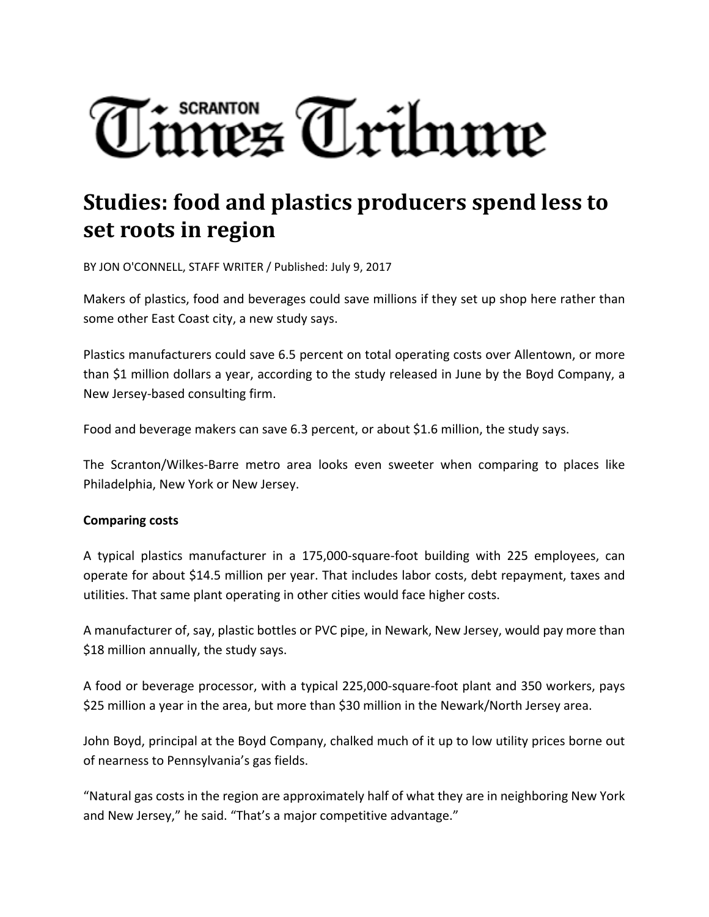# Scranton Times Tribune

## Studies: food and plastics producers spend less to set roots in region

BY JON O'CONNELL, STAFF WRITER / Published: July 9, 2017

Makers of plastics, food and beverages could save millions if they set up shop here rather than some other East Coast city, a new study says.

Plastics manufacturers could save 6.5 percent on total operating costs over Allentown, or more than $1 million dollars a year, according to the study released in June by the Boyd Company, a New Jersey-based consulting firm.

Food and beverage makers can save 6.3 percent, or about $1.6 million, the study says.

The Scranton/Wilkes-Barre metro area looks even sweeter when comparing to places like Philadelphia, New York or New Jersey.

**Comparing costs**

A typical plastics manufacturer in a 175,000-square-foot building with 225 employees, can operate for about $14.5 million per year. That includes labor costs, debt repayment, taxes and utilities. That same plant operating in other cities would face higher costs.

A manufacturer of, say, plastic bottles or PVC pipe, in Newark, New Jersey, would pay more than $18 million annually, the study says.

A food or beverage processor, with a typical 225,000-square-foot plant and 350 workers, pays $25 million a year in the area, but more than $30 million in the Newark/North Jersey area.

John Boyd, principal at the Boyd Company, chalked much of it up to low utility prices borne out of nearness to Pennsylvania's gas fields.

"Natural gas costs in the region are approximately half of what they are in neighboring New York and New Jersey," he said. "That's a major competitive advantage."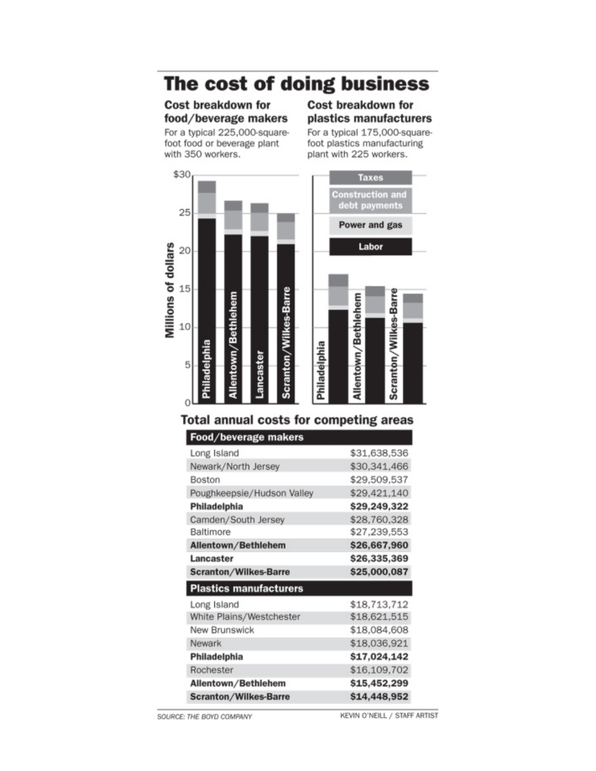# The cost of doing business

### Cost breakdown for food/beverage makers

For a typical 225,000-square-foot food or beverage plant with 350 workers.

### Cost breakdown for plastics manufacturers

For a typical 175,000-square-foot plastics manufacturing plant with 225 workers.

Legend: Taxes; Construction and debt payments; Power and gas; Labor

Millions of dollars: 0, 5, 10, 15, 20, 25, $30

Food/beverage makers: Philadelphia, Allentown/Bethlehem, Lancaster, Scranton/Wilkes-Barre

Plastics manufacturers: Philadelphia, Allentown/Bethlehem, Scranton/Wilkes-Barre

## Total annual costs for competing areas

| Food/beverage makers | |
|---|---|
| Long Island | $31,638,536 |
| Newark/North Jersey | $30,341,466 |
| Boston | $29,509,537 |
| Poughkeepsie/Hudson Valley | $29,421,140 |
| **Philadelphia** | **$29,249,322** |
| Camden/South Jersey | $28,760,328 |
| Baltimore | $27,239,553 |
| **Allentown/Bethlehem** | **$26,667,960** |
| **Lancaster** | **$26,335,369** |
| **Scranton/Wilkes-Barre** | **$25,000,087** |

| Plastics manufacturers | |
|---|---|
| Long Island | $18,713,712 |
| White Plains/Westchester | $18,621,515 |
| New Brunswick | $18,084,608 |
| Newark | $18,036,921 |
| **Philadelphia** | **$17,024,142** |
| Rochester | $16,109,702 |
| **Allentown/Bethlehem** | **$15,452,299** |
| **Scranton/Wilkes-Barre** | **$14,448,952** |

*SOURCE: THE BOYD COMPANY*

KEVIN O'NEILL / STAFF ARTIST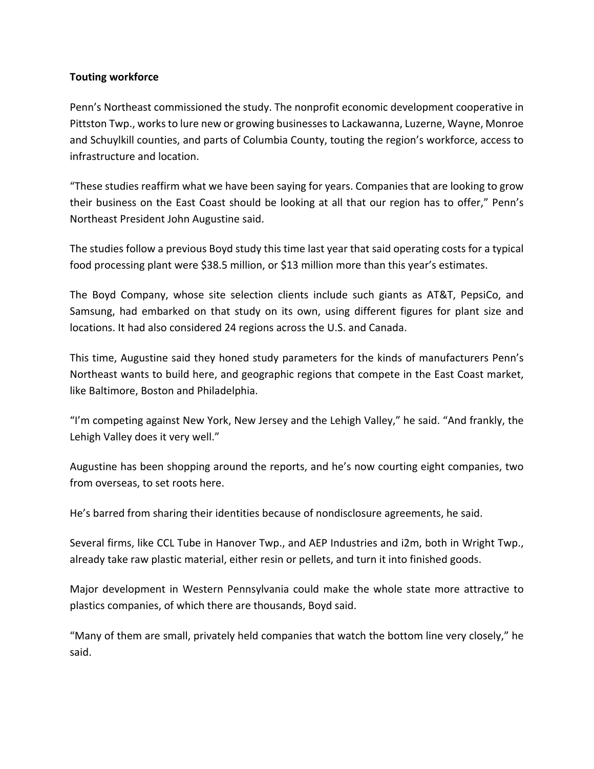**Touting workforce**

Penn's Northeast commissioned the study. The nonprofit economic development cooperative in Pittston Twp., works to lure new or growing businesses to Lackawanna, Luzerne, Wayne, Monroe and Schuylkill counties, and parts of Columbia County, touting the region's workforce, access to infrastructure and location.

"These studies reaffirm what we have been saying for years. Companies that are looking to grow their business on the East Coast should be looking at all that our region has to offer," Penn's Northeast President John Augustine said.

The studies follow a previous Boyd study this time last year that said operating costs for a typical food processing plant were $38.5 million, or $13 million more than this year's estimates.

The Boyd Company, whose site selection clients include such giants as AT&T, PepsiCo, and Samsung, had embarked on that study on its own, using different figures for plant size and locations. It had also considered 24 regions across the U.S. and Canada.

This time, Augustine said they honed study parameters for the kinds of manufacturers Penn's Northeast wants to build here, and geographic regions that compete in the East Coast market, like Baltimore, Boston and Philadelphia.

"I'm competing against New York, New Jersey and the Lehigh Valley," he said. "And frankly, the Lehigh Valley does it very well."

Augustine has been shopping around the reports, and he's now courting eight companies, two from overseas, to set roots here.

He's barred from sharing their identities because of nondisclosure agreements, he said.

Several firms, like CCL Tube in Hanover Twp., and AEP Industries and i2m, both in Wright Twp., already take raw plastic material, either resin or pellets, and turn it into finished goods.

Major development in Western Pennsylvania could make the whole state more attractive to plastics companies, of which there are thousands, Boyd said.

"Many of them are small, privately held companies that watch the bottom line very closely," he said.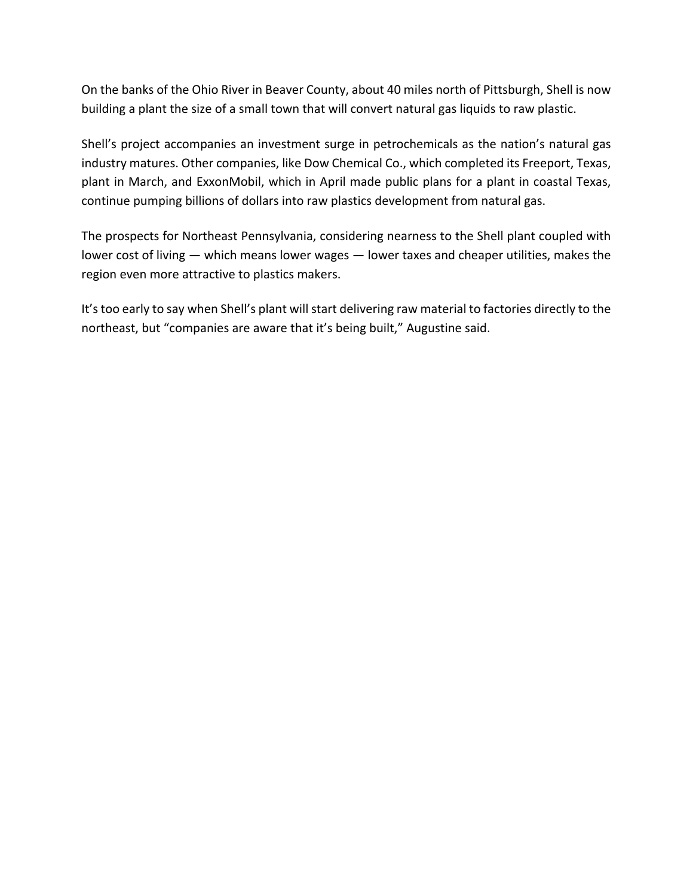On the banks of the Ohio River in Beaver County, about 40 miles north of Pittsburgh, Shell is now building a plant the size of a small town that will convert natural gas liquids to raw plastic.

Shell's project accompanies an investment surge in petrochemicals as the nation's natural gas industry matures. Other companies, like Dow Chemical Co., which completed its Freeport, Texas, plant in March, and ExxonMobil, which in April made public plans for a plant in coastal Texas, continue pumping billions of dollars into raw plastics development from natural gas.

The prospects for Northeast Pennsylvania, considering nearness to the Shell plant coupled with lower cost of living — which means lower wages — lower taxes and cheaper utilities, makes the region even more attractive to plastics makers.

It's too early to say when Shell's plant will start delivering raw material to factories directly to the northeast, but "companies are aware that it's being built," Augustine said.